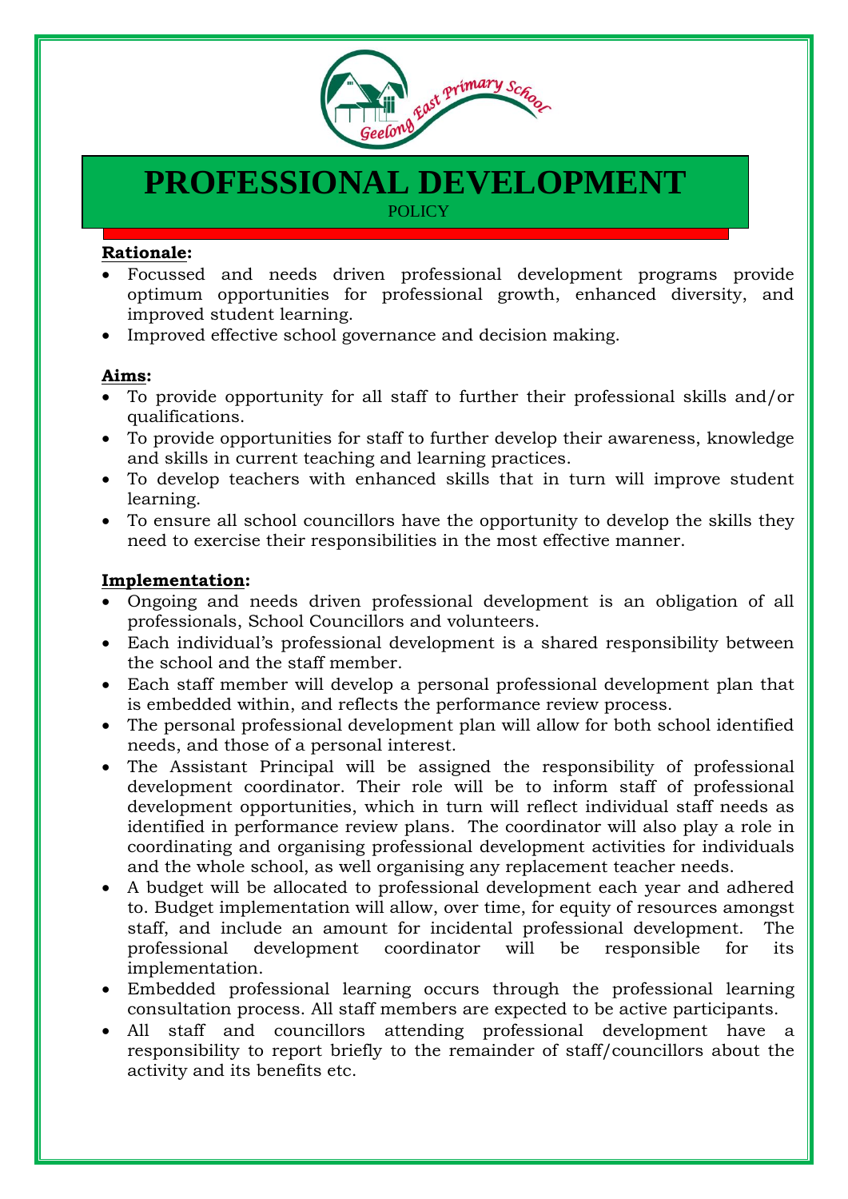# PROFESSIONAL DEVELOPMENT

POLICY

**Rationale:**

- Focussed and needs driven professional development programs provide optimum opportunities for professional growth, enhanced diversity, and improved student learning.
- Improved effective school governance and decision making.

**Aims:**

- To provide opportunity for all staff to further their professional skills and/or qualifications.
- To provide opportunities for staff to further develop their awareness, knowledge and skills in current teaching and learning practices.
- To develop teachers with enhanced skills that in turn will improve student learning.
- To ensure all school councillors have the opportunity to develop the skills they need to exercise their responsibilities in the most effective manner.

**Implementation:**

- Ongoing and needs driven professional development is an obligation of all professionals, School Councillors and volunteers.
- Each individual's professional development is a shared responsibility between the school and the staff member.
- Each staff member will develop a personal professional development plan that is embedded within, and reflects the performance review process.
- The personal professional development plan will allow for both school identified needs, and those of a personal interest.
- The Assistant Principal will be assigned the responsibility of professional development coordinator. Their role will be to inform staff of professional development opportunities, which in turn will reflect individual staff needs as identified in performance review plans. The coordinator will also play a role in coordinating and organising professional development activities for individuals and the whole school, as well organising any replacement teacher needs.
- A budget will be allocated to professional development each year and adhered to. Budget implementation will allow, over time, for equity of resources amongst staff, and include an amount for incidental professional development. The professional development coordinator will be responsible for its implementation.
- Embedded professional learning occurs through the professional learning consultation process. All staff members are expected to be active participants.
- All staff and councillors attending professional development have a responsibility to report briefly to the remainder of staff/councillors about the activity and its benefits etc.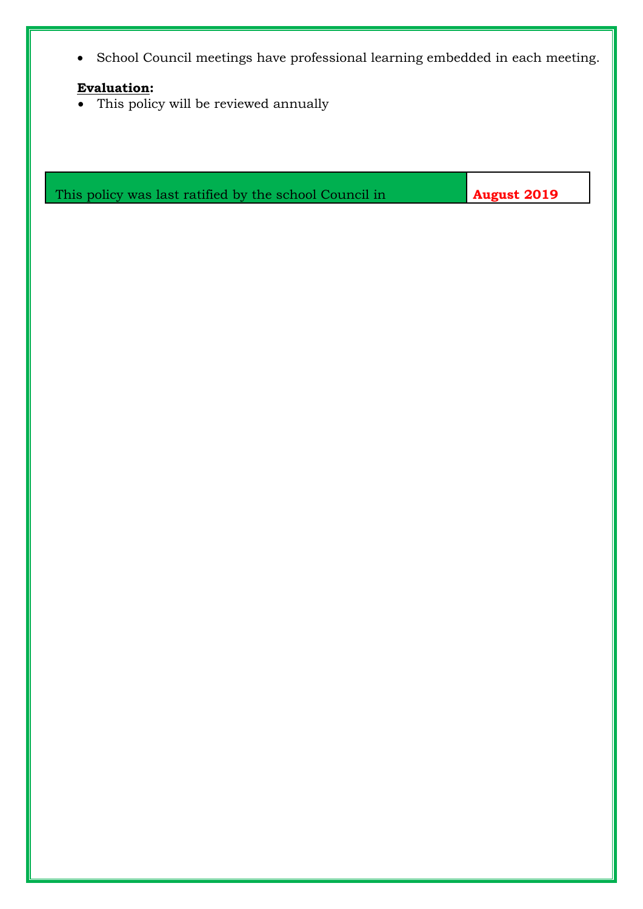- School Council meetings have professional learning embedded in each meeting.

**Evaluation:**

- This policy will be reviewed annually

| | |
|---|---|
| This policy was last ratified by the school Council in | **August 2019** |